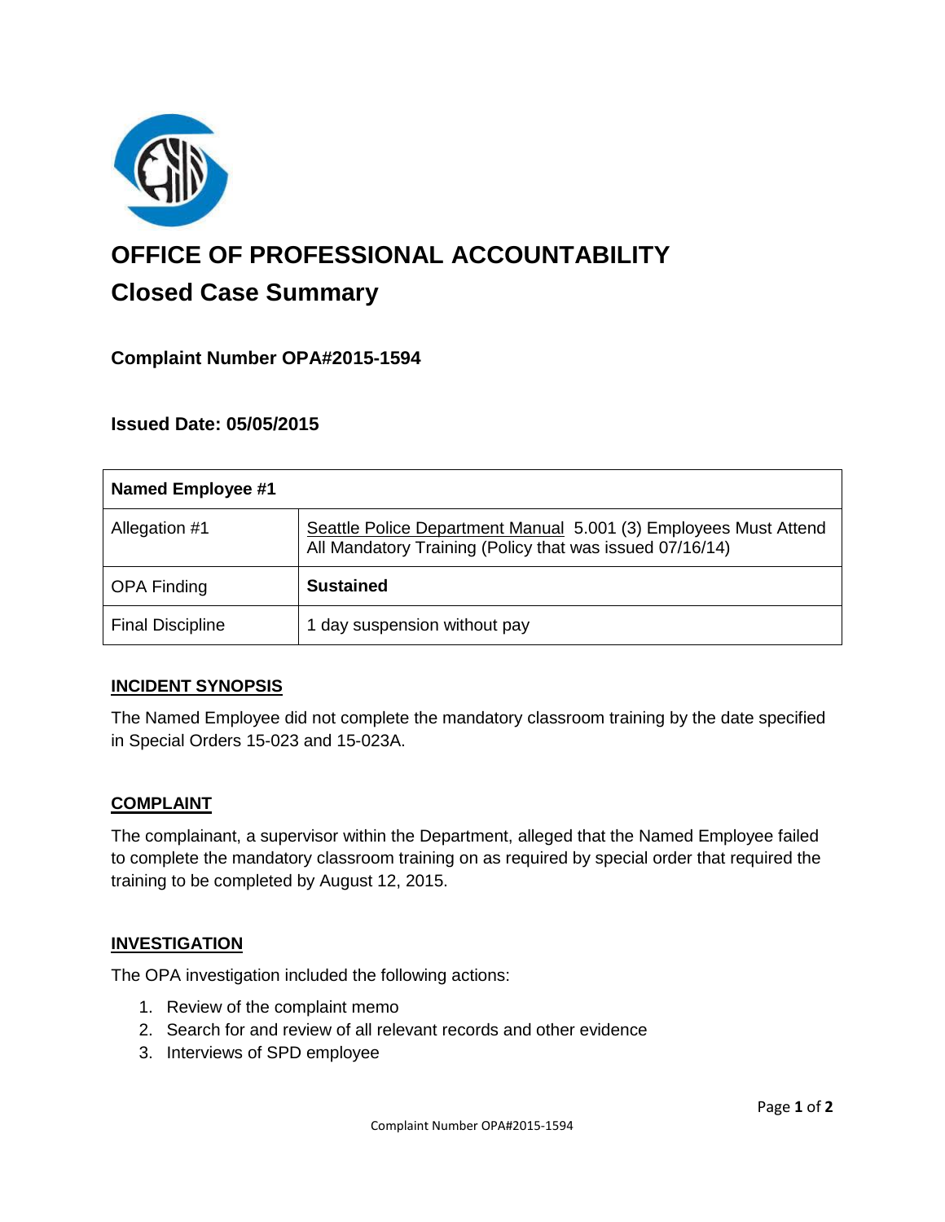# OFFICE OF PROFESSIONAL ACCOUNTABILITY

## Closed Case Summary

### Complaint Number OPA#2015-1594

### Issued Date: 05/05/2015

| Named Employee #1 | |
|---|---|
| Allegation #1 | Seattle Police Department Manual 5.001 (3) Employees Must Attend All Mandatory Training (Policy that was issued 07/16/14) |
| OPA Finding | **Sustained** |
| Final Discipline | 1 day suspension without pay |

### INCIDENT SYNOPSIS

The Named Employee did not complete the mandatory classroom training by the date specified in Special Orders 15-023 and 15-023A.

### COMPLAINT

The complainant, a supervisor within the Department, alleged that the Named Employee failed to complete the mandatory classroom training on as required by special order that required the training to be completed by August 12, 2015.

### INVESTIGATION

The OPA investigation included the following actions:

1. Review of the complaint memo
2. Search for and review of all relevant records and other evidence
3. Interviews of SPD employee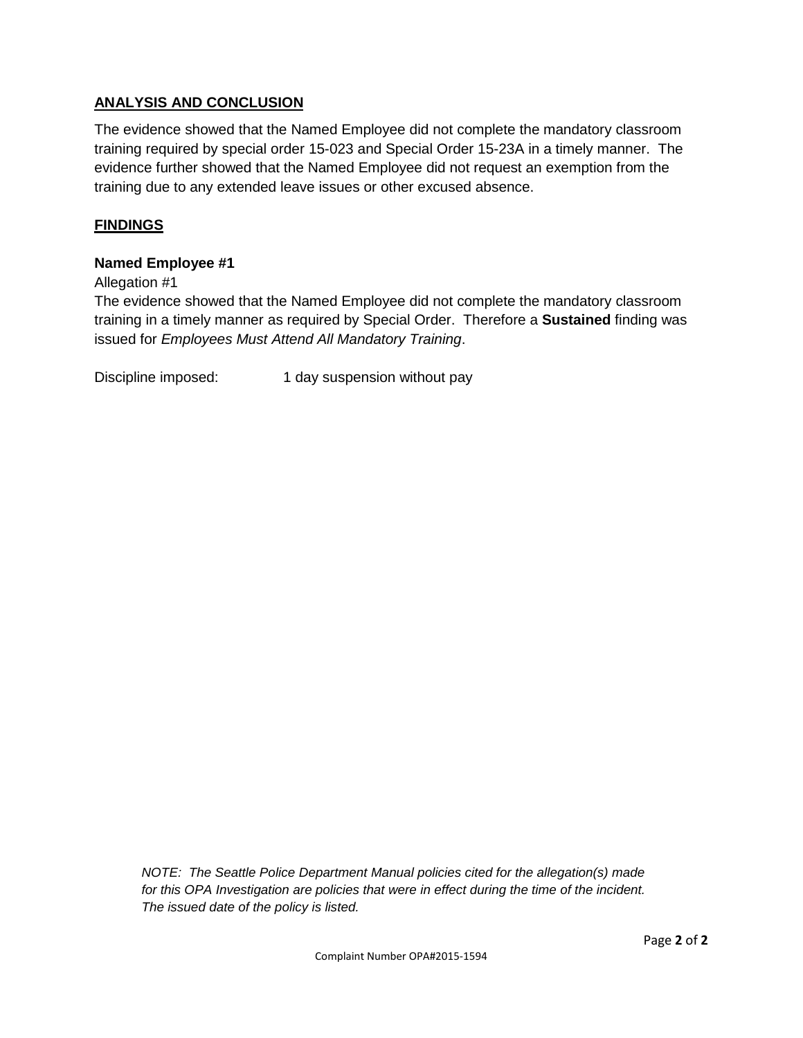## ANALYSIS AND CONCLUSION

The evidence showed that the Named Employee did not complete the mandatory classroom training required by special order 15-023 and Special Order 15-23A in a timely manner. The evidence further showed that the Named Employee did not request an exemption from the training due to any extended leave issues or other excused absence.

## FINDINGS

**Named Employee #1**

Allegation #1

The evidence showed that the Named Employee did not complete the mandatory classroom training in a timely manner as required by Special Order. Therefore a **Sustained** finding was issued for *Employees Must Attend All Mandatory Training*.

Discipline imposed: 1 day suspension without pay

*NOTE: The Seattle Police Department Manual policies cited for the allegation(s) made for this OPA Investigation are policies that were in effect during the time of the incident. The issued date of the policy is listed.*

Complaint Number OPA#2015-1594